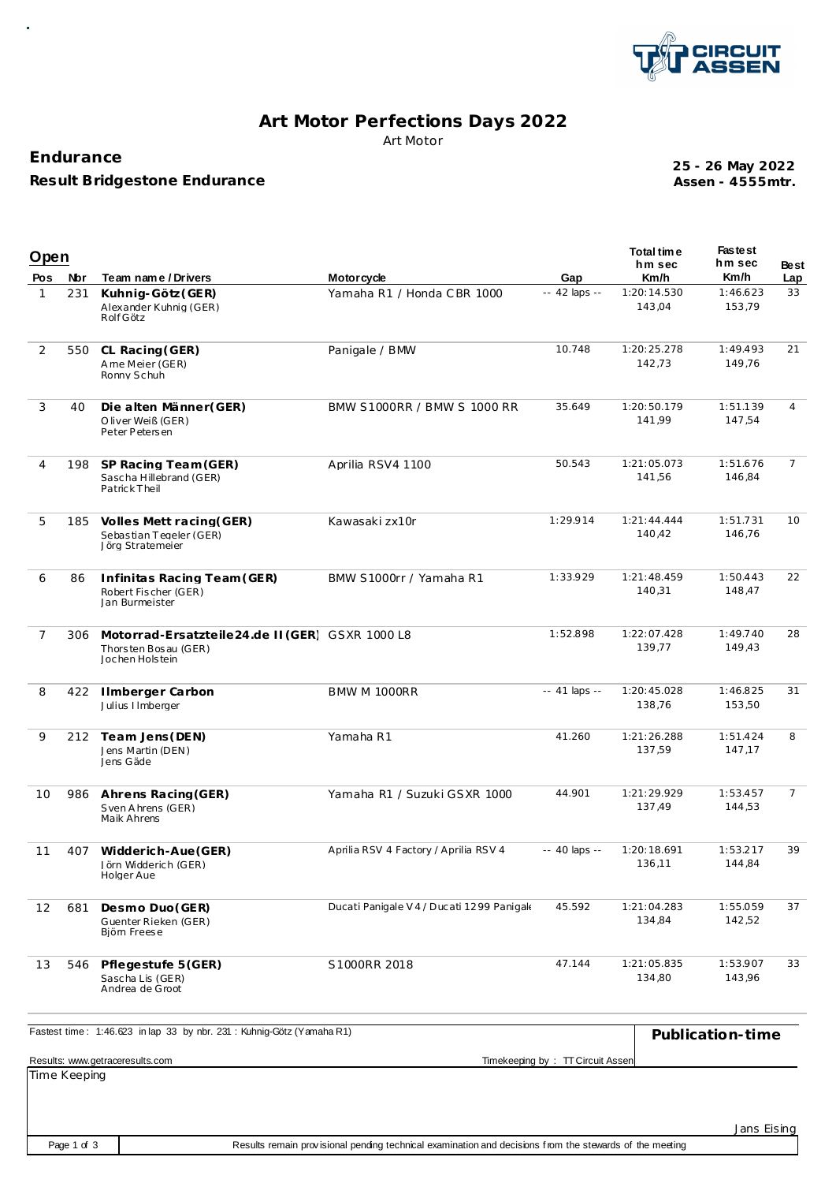# Art Motor Perfections Days 2022

Art Motor

## Endurance

### Result Bridgestone Endurance

**25 - 26 May 2022**
**Assen - 4555mtr.**

## Open

| Pos | Nbr | Team name / Drivers | Motorcycle | Gap | Total time h m sec Km/h | Fastest h m sec Km/h | Best Lap |
|---|---|---|---|---|---|---|---|
| 1 | 231 | **Kuhnig-Götz (GER)** Alexander Kuhnig (GER) Rolf Götz | Yamaha R1 / Honda CBR 1000 | -- 42 laps -- | 1:20:14.530 143,04 | 1:46.623 153,79 | 33 |
| 2 | 550 | **CL Racing (GER)** Arne Meier (GER) Ronny Schuh | Panigale / BMW | 10.748 | 1:20:25.278 142,73 | 1:49.493 149,76 | 21 |
| 3 | 40 | **Die alten Männer (GER)** Oliver Weiß (GER) Peter Petersen | BMW S1000RR / BMW S 1000 RR | 35.649 | 1:20:50.179 141,99 | 1:51.139 147,54 | 4 |
| 4 | 198 | **SP Racing Team (GER)** Sascha Hillebrand (GER) Patrick Theil | Aprilia RSV4 1100 | 50.543 | 1:21:05.073 141,56 | 1:51.676 146,84 | 7 |
| 5 | 185 | **Volles Mett racing (GER)** Sebastian Tegeler (GER) Jörg Stratemeier | Kawasaki zx10r | 1:29.914 | 1:21:44.444 140,42 | 1:51.731 146,76 | 10 |
| 6 | 86 | **Infinitas Racing Team (GER)** Robert Fischer (GER) Jan Burmeister | BMW S1000rr / Yamaha R1 | 1:33.929 | 1:21:48.459 140,31 | 1:50.443 148,47 | 22 |
| 7 | 306 | **Motorrad-Ersatzteile24.de II (GER)** Thorsten Bosau (GER) Jochen Holstein | GSXR 1000 L8 | 1:52.898 | 1:22:07.428 139,77 | 1:49.740 149,43 | 28 |
| 8 | 422 | **Ilmberger Carbon** Julius Ilmberger | BMW M 1000RR | -- 41 laps -- | 1:20:45.028 138,76 | 1:46.825 153,50 | 31 |
| 9 | 212 | **Team Jens (DEN)** Jens Martin (DEN) Jens Gäde | Yamaha R1 | 41.260 | 1:21:26.288 137,59 | 1:51.424 147,17 | 8 |
| 10 | 986 | **Ahrens Racing (GER)** Sven Ahrens (GER) Maik Ahrens | Yamaha R1 / Suzuki GSXR 1000 | 44.901 | 1:21:29.929 137,49 | 1:53.457 144,53 | 7 |
| 11 | 407 | **Widderich-Aue (GER)** Jörn Widderich (GER) Holger Aue | Aprilia RSV 4 Factory / Aprilia RSV 4 | -- 40 laps -- | 1:20:18.691 136,11 | 1:53.217 144,84 | 39 |
| 12 | 681 | **Desmo Duo (GER)** Guenter Rieken (GER) Björn Freese | Ducati Panigale V4 / Ducati 1299 Panigale | 45.592 | 1:21:04.283 134,84 | 1:55.059 142,52 | 37 |
| 13 | 546 | **Pflegestufe 5 (GER)** Sascha Lis (GER) Andrea de Groot | S1000RR 2018 | 47.144 | 1:21:05.835 134,80 | 1:53.907 143,96 | 33 |

Fastest time : 1:46.623 in lap 33 by nbr. 231 : Kuhnig-Götz (Yamaha R1)

**Publication-time**

Results: www.getraceresults.com

Timekeeping by : TT Circuit Assen

Time Keeping

Jans Eising

Results remain provisional pending technical examination and decisions from the stewards of the meeting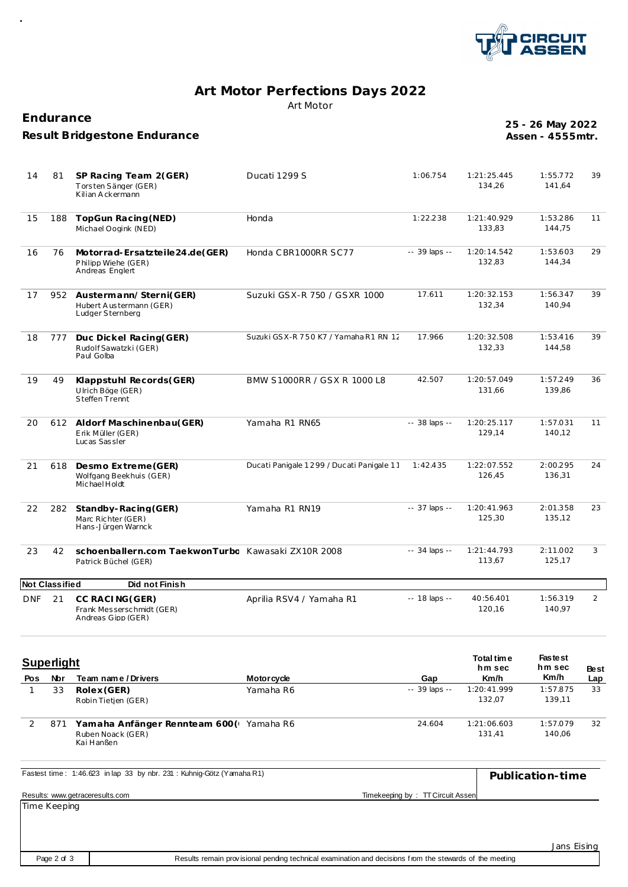# Art Motor Perfections Days 2022

Art Motor

## Endurance

### Result Bridgestone Endurance

**25 - 26 May 2022**
**Assen - 4555mtr.**

| Pos | Nbr | Team name / Drivers | Motorcycle | Gap | Total time h m sec Km/h | Fastest h m sec Km/h | Best Lap |
|---|---|---|---|---|---|---|---|
| 14 | 81 | **SP Racing Team 2(GER)** Torsten Sänger (GER) Kilian Ackermann | Ducati 1299 S | 1:06.754 | 1:21:25.445 134,26 | 1:55.772 141,64 | 39 |
| 15 | 188 | **TopGun Racing(NED)** Michael Oogink (NED) | Honda | 1:22.238 | 1:21:40.929 133,83 | 1:53.286 144,75 | 11 |
| 16 | 76 | **Motorrad-Ersatzteile24.de(GER)** Philipp Wiehe (GER) Andreas Englert | Honda CBR1000RR SC77 | -- 39 laps -- | 1:20:14.542 132,83 | 1:53.603 144,34 | 29 |
| 17 | 952 | **Austermann/ Sterni(GER)** Hubert Austermann (GER) Ludger Sternberg | Suzuki GSX-R 750 / GSXR 1000 | 17.611 | 1:20:32.153 132,34 | 1:56.347 140,94 | 39 |
| 18 | 777 | **Duc Dickel Racing(GER)** Rudolf Sawatzki (GER) Paul Golba | Suzuki GSX-R 750 K7 / Yamaha R1 RN 12 | 17.966 | 1:20:32.508 132,33 | 1:53.416 144,58 | 39 |
| 19 | 49 | **Klappstuhl Records(GER)** Ulrich Böge (GER) Steffen Trennt | BMW S1000RR / GSX R 1000 L8 | 42.507 | 1:20:57.049 131,66 | 1:57.249 139,86 | 36 |
| 20 | 612 | **Aldorf Maschinenbau(GER)** Erik Müller (GER) Lucas Sassler | Yamaha R1 RN65 | -- 38 laps -- | 1:20:25.117 129,14 | 1:57.031 140,12 | 11 |
| 21 | 618 | **Desmo Extreme(GER)** Wolfgang Beekhuis (GER) Michael Holdt | Ducati Panigale 1299 / Ducati Panigale 11 | 1:42.435 | 1:22:07.552 126,45 | 2:00.295 136,31 | 24 |
| 22 | 282 | **Standby-Racing(GER)** Marc Richter (GER) Hans-Jürgen Warnck | Yamaha R1 RN19 | -- 37 laps -- | 1:20:41.963 125,30 | 2:01.358 135,12 | 23 |
| 23 | 42 | **schoenballern.com TaekwonTurbo** Patrick Büchel (GER) | Kawasaki ZX10R 2008 | -- 34 laps -- | 1:21:44.793 113,67 | 2:11.002 125,17 | 3 |
| **Not Classified** | | **Did not Finish** | | | | | |
| DNF | 21 | **CC RACING(GER)** Frank Messerschmidt (GER) Andreas Gipp (GER) | Aprilia RSV4 / Yamaha R1 | -- 18 laps -- | 40:56.401 120,16 | 1:56.319 140,97 | 2 |

## Superlight

| Pos | Nbr | Team name / Drivers | Motorcycle | Gap | Total time h m sec Km/h | Fastest h m sec Km/h | Best Lap |
|---|---|---|---|---|---|---|---|
| 1 | 33 | **Rolex(GER)** Robin Tietjen (GER) | Yamaha R6 | -- 39 laps -- | 1:20:41.999 132,07 | 1:57.875 139,11 | 33 |
| 2 | 871 | **Yamaha Anfänger Rennteam 600(** Ruben Noack (GER) Kai Hanßen | Yamaha R6 | 24.604 | 1:21:06.603 131,41 | 1:57.079 140,06 | 32 |

Fastest time : 1:46.623 in lap 33 by nbr. 231 : Kuhnig-Götz (Yamaha R1)

**Publication-time**

Results: www.getraceresults.com

Timekeeping by : TT Circuit Assen

Time Keeping

Jans Eising

Results remain provisional pending technical examination and decisions from the stewards of the meeting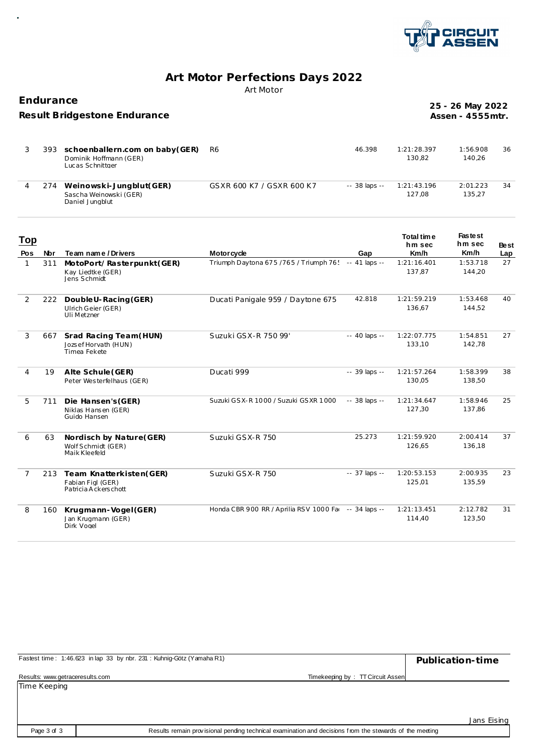# Art Motor Perfections Days 2022

Art Motor

## Endurance

### Result Bridgestone Endurance

**25 - 26 May 2022**
**Assen - 4555mtr.**

| Pos | Nbr | Team name / Drivers | Motorcycle | Gap | Total time h m sec Km/h | Fastest h m sec Km/h | Best Lap |
|---|---|---|---|---|---|---|---|
| 3 | 393 | **schoenballern.com on baby(GER)** Dominik Hoffmann (GER) Lucas Schnittger | R6 | 46.398 | 1:21:28.397 130,82 | 1:56.908 140,26 | 36 |
| 4 | 274 | **Weinowski-Jungblut(GER)** Sascha Weinowski (GER) Daniel Jungblut | GSXR 600 K7 / GSXR 600 K7 | -- 38 laps -- | 1:21:43.196 127,08 | 2:01.223 135,27 | 34 |

## Top

| Pos | Nbr | Team name / Drivers | Motorcycle | Gap | Total time h m sec Km/h | Fastest h m sec Km/h | Best Lap |
|---|---|---|---|---|---|---|---|
| 1 | 311 | **MotoPort/ Rasterpunkt(GER)** Kay Liedtke (GER) Jens Schmidt | Triumph Daytona 675 /765 / Triumph 76! | -- 41 laps -- | 1:21:16.401 137,87 | 1:53.718 144,20 | 27 |
| 2 | 222 | **DoubleU-Racing(GER)** Ulrich Geier (GER) Uli Metzner | Ducati Panigale 959 / Daytone 675 | 42.818 | 1:21:59.219 136,67 | 1:53.468 144,52 | 40 |
| 3 | 667 | **Srad Racing Team(HUN)** Jozsef Horvath (HUN) Timea Fekete | Suzuki GSX-R 750 99' | -- 40 laps -- | 1:22:07.775 133,10 | 1:54.851 142,78 | 27 |
| 4 | 19 | **Alte Schule(GER)** Peter Westerfelhaus (GER) | Ducati 999 | -- 39 laps -- | 1:21:57.264 130,05 | 1:58.399 138,50 | 38 |
| 5 | 711 | **Die Hansen's(GER)** Niklas Hansen (GER) Guido Hansen | Suzuki GSX-R 1000 / Suzuki GSXR 1000 | -- 38 laps -- | 1:21:34.647 127,30 | 1:58.946 137,86 | 25 |
| 6 | 63 | **Nordisch by Nature(GER)** Wolf Schmidt (GER) Maik Kleefeld | Suzuki GSX-R 750 | 25.273 | 1:21:59.920 126,65 | 2:00.414 136,18 | 37 |
| 7 | 213 | **Team Knatterkisten(GER)** Fabian Figl (GER) Patricia Ackerschott | Suzuki GSX-R 750 | -- 37 laps -- | 1:20:53.153 125,01 | 2:00.935 135,59 | 23 |
| 8 | 160 | **Krugmann-Vogel(GER)** Jan Krugmann (GER) Dirk Vogel | Honda CBR 900 RR / Aprilia RSV 1000 Fa | -- 34 laps -- | 1:21:13.451 114,40 | 2:12.782 123,50 | 31 |

Fastest time : 1:46.623 in lap 33 by nbr. 231 : Kuhnig-Götz (Yamaha R1)

**Publication-time**

Results: www.getraceresults.com

Timekeeping by : TT Circuit Assen

Time Keeping

Jans Eising

Results remain provisional pending technical examination and decisions from the stewards of the meeting